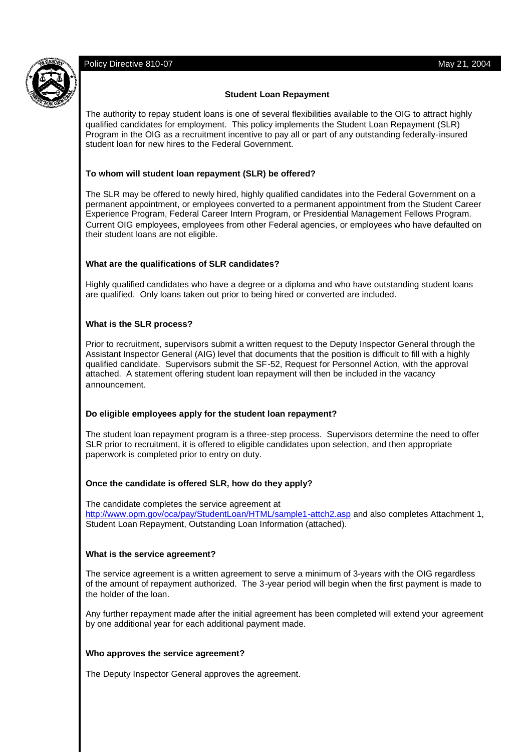Policy Directive 810-07 May 21, 2004

## Student Loan Repayment

The authority to repay student loans is one of several flexibilities available to the OIG to attract highly qualified candidates for employment. This policy implements the Student Loan Repayment (SLR) Program in the OIG as a recruitment incentive to pay all or part of any outstanding federally-insured student loan for new hires to the Federal Government.

### To whom will student loan repayment (SLR) be offered?

The SLR may be offered to newly hired, highly qualified candidates into the Federal Government on a permanent appointment, or employees converted to a permanent appointment from the Student Career Experience Program, Federal Career Intern Program, or Presidential Management Fellows Program. Current OIG employees, employees from other Federal agencies, or employees who have defaulted on their student loans are not eligible.

### What are the qualifications of SLR candidates?

Highly qualified candidates who have a degree or a diploma and who have outstanding student loans are qualified. Only loans taken out prior to being hired or converted are included.

### What is the SLR process?

Prior to recruitment, supervisors submit a written request to the Deputy Inspector General through the Assistant Inspector General (AIG) level that documents that the position is difficult to fill with a highly qualified candidate. Supervisors submit the SF-52, Request for Personnel Action, with the approval attached. A statement offering student loan repayment will then be included in the vacancy announcement.

### Do eligible employees apply for the student loan repayment?

The student loan repayment program is a three-step process. Supervisors determine the need to offer SLR prior to recruitment, it is offered to eligible candidates upon selection, and then appropriate paperwork is completed prior to entry on duty.

### Once the candidate is offered SLR, how do they apply?

The candidate completes the service agreement at http://www.opm.gov/oca/pay/StudentLoan/HTML/sample1-attch2.asp and also completes Attachment 1, Student Loan Repayment, Outstanding Loan Information (attached).

### What is the service agreement?

The service agreement is a written agreement to serve a minimum of 3-years with the OIG regardless of the amount of repayment authorized. The 3-year period will begin when the first payment is made to the holder of the loan.

Any further repayment made after the initial agreement has been completed will extend your agreement by one additional year for each additional payment made.

### Who approves the service agreement?

The Deputy Inspector General approves the agreement.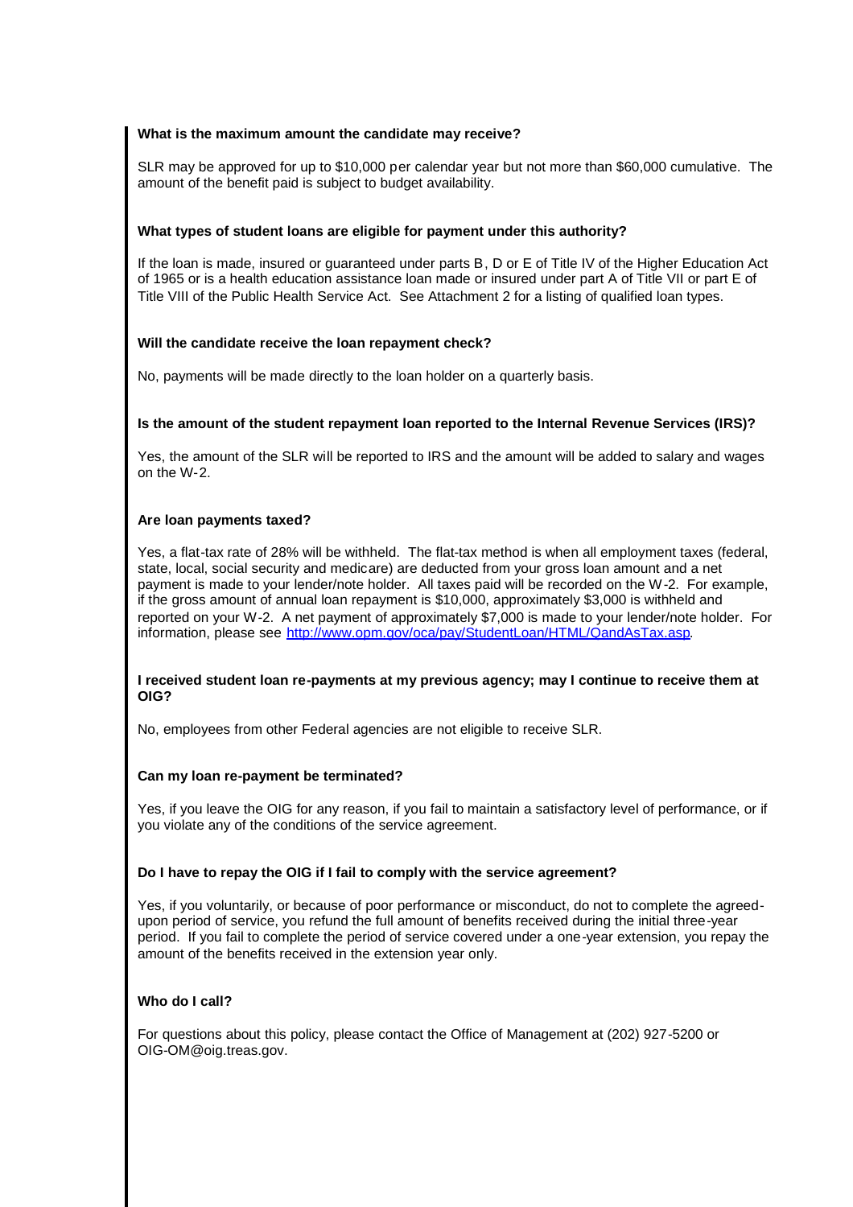**What is the maximum amount the candidate may receive?**

SLR may be approved for up to $10,000 per calendar year but not more than $60,000 cumulative. The amount of the benefit paid is subject to budget availability.

**What types of student loans are eligible for payment under this authority?**

If the loan is made, insured or guaranteed under parts B, D or E of Title IV of the Higher Education Act of 1965 or is a health education assistance loan made or insured under part A of Title VII or part E of Title VIII of the Public Health Service Act. See Attachment 2 for a listing of qualified loan types.

**Will the candidate receive the loan repayment check?**

No, payments will be made directly to the loan holder on a quarterly basis.

**Is the amount of the student repayment loan reported to the Internal Revenue Services (IRS)?**

Yes, the amount of the SLR will be reported to IRS and the amount will be added to salary and wages on the W-2.

**Are loan payments taxed?**

Yes, a flat-tax rate of 28% will be withheld. The flat-tax method is when all employment taxes (federal, state, local, social security and medicare) are deducted from your gross loan amount and a net payment is made to your lender/note holder. All taxes paid will be recorded on the W-2. For example, if the gross amount of annual loan repayment is $10,000, approximately $3,000 is withheld and reported on your W-2. A net payment of approximately $7,000 is made to your lender/note holder. For information, please see [http://www.opm.gov/oca/pay/StudentLoan/HTML/QandAsTax.asp](http://www.opm.gov/oca/pay/StudentLoan/HTML/QandAsTax.asp).

**I received student loan re-payments at my previous agency; may I continue to receive them at OIG?**

No, employees from other Federal agencies are not eligible to receive SLR.

**Can my loan re-payment be terminated?**

Yes, if you leave the OIG for any reason, if you fail to maintain a satisfactory level of performance, or if you violate any of the conditions of the service agreement.

**Do I have to repay the OIG if I fail to comply with the service agreement?**

Yes, if you voluntarily, or because of poor performance or misconduct, do not to complete the agreed-upon period of service, you refund the full amount of benefits received during the initial three-year period. If you fail to complete the period of service covered under a one-year extension, you repay the amount of the benefits received in the extension year only.

**Who do I call?**

For questions about this policy, please contact the Office of Management at (202) 927-5200 or OIG-OM@oig.treas.gov.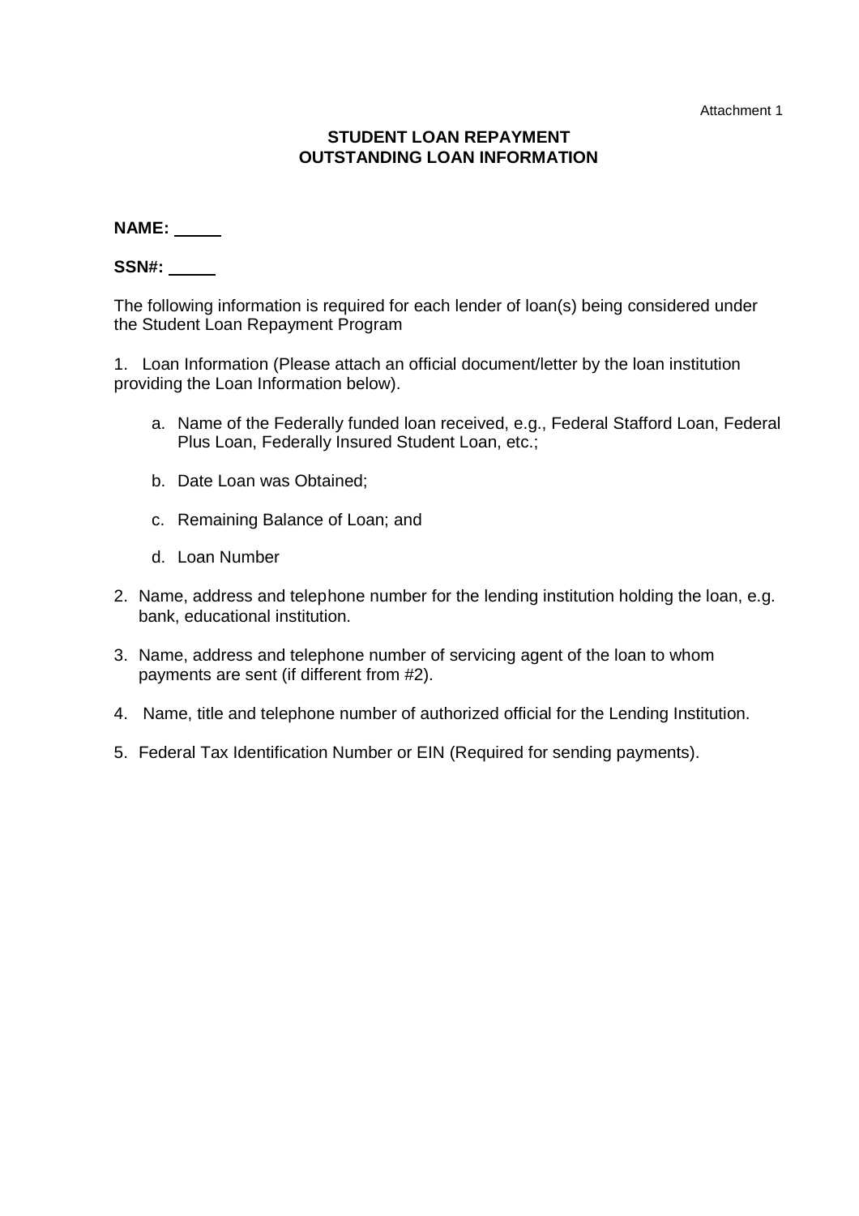Attachment 1

## STUDENT LOAN REPAYMENT
## OUTSTANDING LOAN INFORMATION

**NAME:** _____

**SSN#:** _____

The following information is required for each lender of loan(s) being considered under the Student Loan Repayment Program

1. Loan Information (Please attach an official document/letter by the loan institution providing the Loan Information below).

    a. Name of the Federally funded loan received, e.g., Federal Stafford Loan, Federal Plus Loan, Federally Insured Student Loan, etc.;

    b. Date Loan was Obtained;

    c. Remaining Balance of Loan; and

    d. Loan Number

2. Name, address and telephone number for the lending institution holding the loan, e.g. bank, educational institution.

3. Name, address and telephone number of servicing agent of the loan to whom payments are sent (if different from #2).

4. Name, title and telephone number of authorized official for the Lending Institution.

5. Federal Tax Identification Number or EIN (Required for sending payments).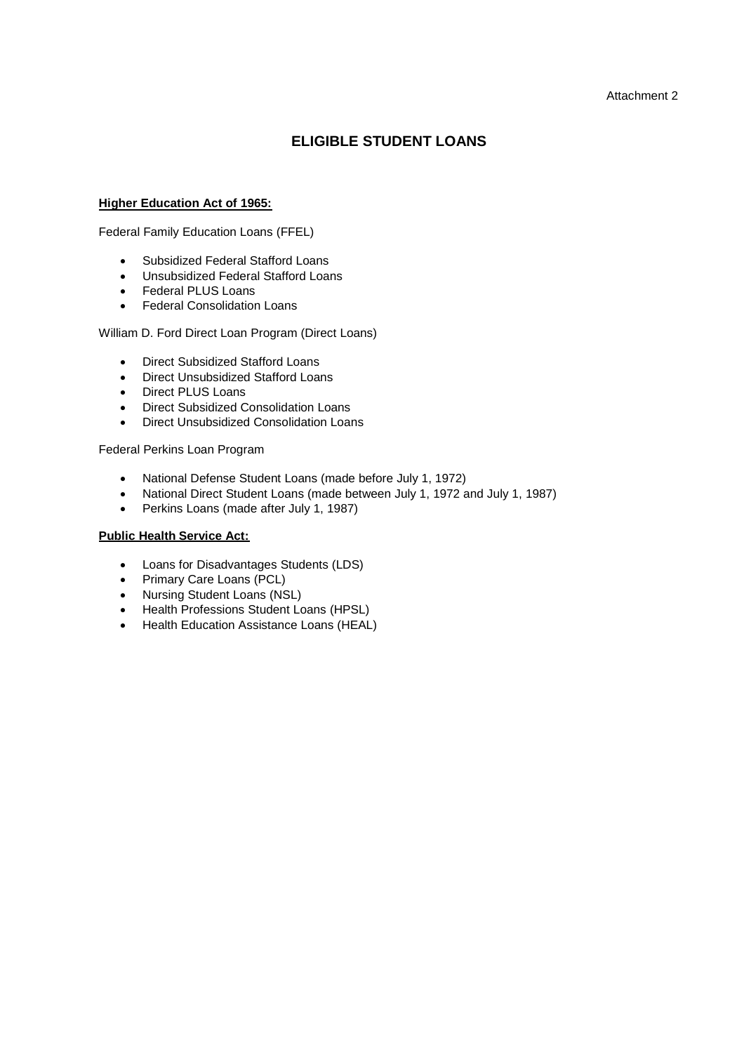Attachment 2

# ELIGIBLE STUDENT LOANS

**Higher Education Act of 1965:**

Federal Family Education Loans (FFEL)

- Subsidized Federal Stafford Loans
- Unsubsidized Federal Stafford Loans
- Federal PLUS Loans
- Federal Consolidation Loans

William D. Ford Direct Loan Program (Direct Loans)

- Direct Subsidized Stafford Loans
- Direct Unsubsidized Stafford Loans
- Direct PLUS Loans
- Direct Subsidized Consolidation Loans
- Direct Unsubsidized Consolidation Loans

Federal Perkins Loan Program

- National Defense Student Loans (made before July 1, 1972)
- National Direct Student Loans (made between July 1, 1972 and July 1, 1987)
- Perkins Loans (made after July 1, 1987)

**Public Health Service Act:**

- Loans for Disadvantages Students (LDS)
- Primary Care Loans (PCL)
- Nursing Student Loans (NSL)
- Health Professions Student Loans (HPSL)
- Health Education Assistance Loans (HEAL)